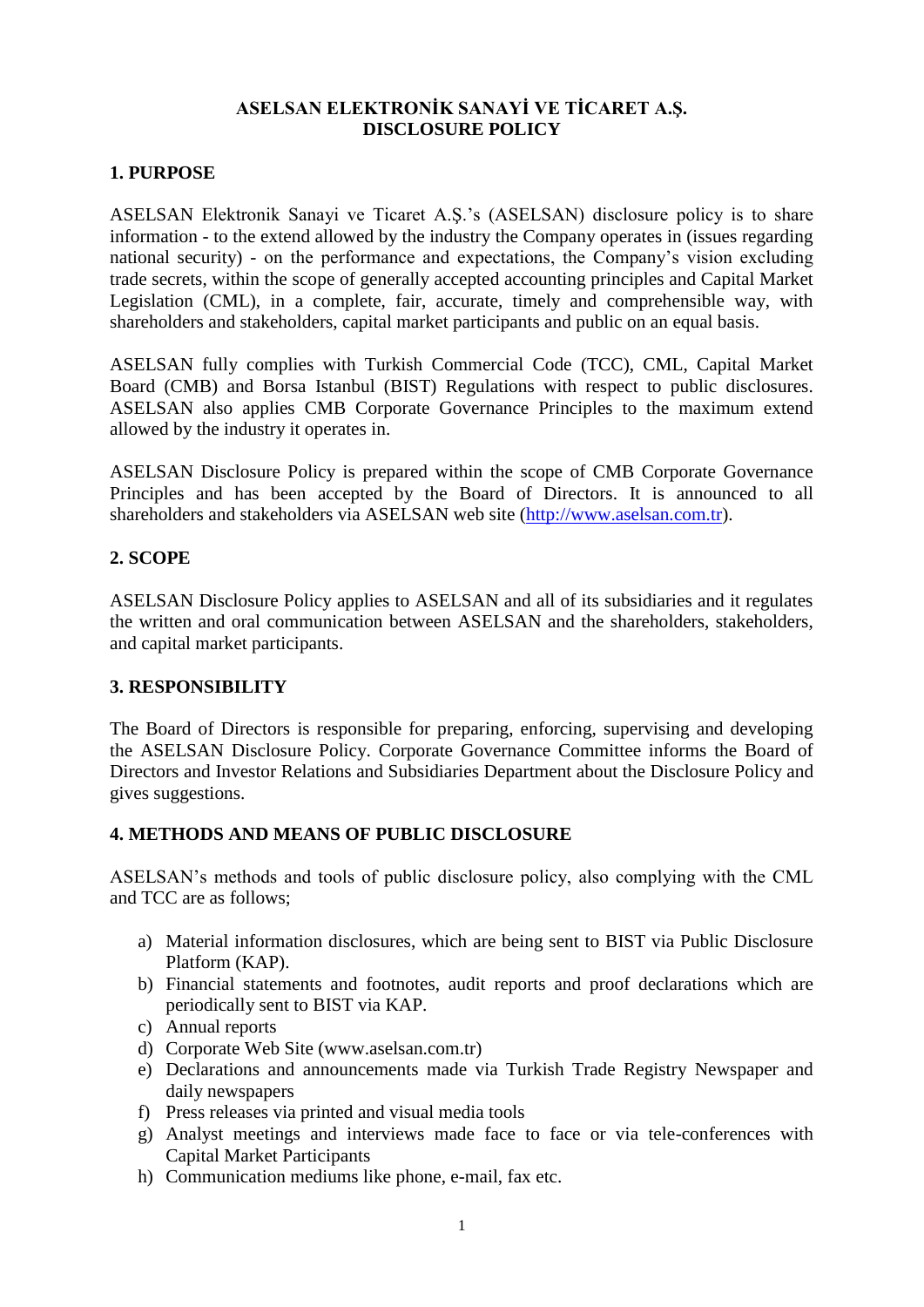# ASELSAN ELEKTRONİK SANAYİ VE TİCARET A.Ş.
# DISCLOSURE POLICY

## 1. PURPOSE

ASELSAN Elektronik Sanayi ve Ticaret A.Ş.'s (ASELSAN) disclosure policy is to share information - to the extend allowed by the industry the Company operates in (issues regarding national security) - on the performance and expectations, the Company's vision excluding trade secrets, within the scope of generally accepted accounting principles and Capital Market Legislation (CML), in a complete, fair, accurate, timely and comprehensible way, with shareholders and stakeholders, capital market participants and public on an equal basis.

ASELSAN fully complies with Turkish Commercial Code (TCC), CML, Capital Market Board (CMB) and Borsa Istanbul (BIST) Regulations with respect to public disclosures. ASELSAN also applies CMB Corporate Governance Principles to the maximum extend allowed by the industry it operates in.

ASELSAN Disclosure Policy is prepared within the scope of CMB Corporate Governance Principles and has been accepted by the Board of Directors. It is announced to all shareholders and stakeholders via ASELSAN web site ([http://www.aselsan.com.tr](http://www.aselsan.com.tr)).

## 2. SCOPE

ASELSAN Disclosure Policy applies to ASELSAN and all of its subsidiaries and it regulates the written and oral communication between ASELSAN and the shareholders, stakeholders, and capital market participants.

## 3. RESPONSIBILITY

The Board of Directors is responsible for preparing, enforcing, supervising and developing the ASELSAN Disclosure Policy. Corporate Governance Committee informs the Board of Directors and Investor Relations and Subsidiaries Department about the Disclosure Policy and gives suggestions.

## 4. METHODS AND MEANS OF PUBLIC DISCLOSURE

ASELSAN's methods and tools of public disclosure policy, also complying with the CML and TCC are as follows;

a) Material information disclosures, which are being sent to BIST via Public Disclosure Platform (KAP).
b) Financial statements and footnotes, audit reports and proof declarations which are periodically sent to BIST via KAP.
c) Annual reports
d) Corporate Web Site (www.aselsan.com.tr)
e) Declarations and announcements made via Turkish Trade Registry Newspaper and daily newspapers
f) Press releases via printed and visual media tools
g) Analyst meetings and interviews made face to face or via tele-conferences with Capital Market Participants
h) Communication mediums like phone, e-mail, fax etc.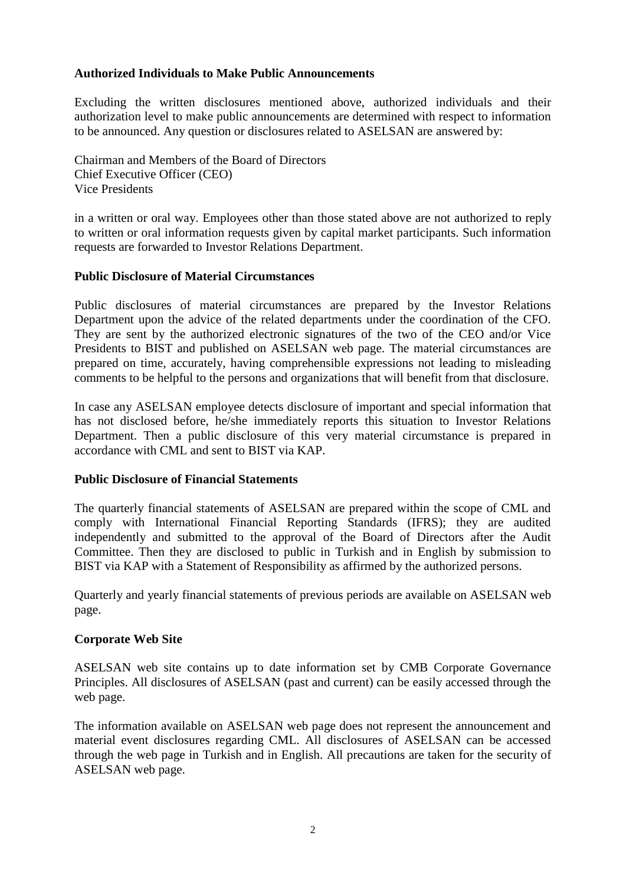**Authorized Individuals to Make Public Announcements**

Excluding the written disclosures mentioned above, authorized individuals and their authorization level to make public announcements are determined with respect to information to be announced. Any question or disclosures related to ASELSAN are answered by:

Chairman and Members of the Board of Directors
Chief Executive Officer (CEO)
Vice Presidents

in a written or oral way. Employees other than those stated above are not authorized to reply to written or oral information requests given by capital market participants. Such information requests are forwarded to Investor Relations Department.

**Public Disclosure of Material Circumstances**

Public disclosures of material circumstances are prepared by the Investor Relations Department upon the advice of the related departments under the coordination of the CFO. They are sent by the authorized electronic signatures of the two of the CEO and/or Vice Presidents to BIST and published on ASELSAN web page. The material circumstances are prepared on time, accurately, having comprehensible expressions not leading to misleading comments to be helpful to the persons and organizations that will benefit from that disclosure.

In case any ASELSAN employee detects disclosure of important and special information that has not disclosed before, he/she immediately reports this situation to Investor Relations Department. Then a public disclosure of this very material circumstance is prepared in accordance with CML and sent to BIST via KAP.

**Public Disclosure of Financial Statements**

The quarterly financial statements of ASELSAN are prepared within the scope of CML and comply with International Financial Reporting Standards (IFRS); they are audited independently and submitted to the approval of the Board of Directors after the Audit Committee. Then they are disclosed to public in Turkish and in English by submission to BIST via KAP with a Statement of Responsibility as affirmed by the authorized persons.

Quarterly and yearly financial statements of previous periods are available on ASELSAN web page.

**Corporate Web Site**

ASELSAN web site contains up to date information set by CMB Corporate Governance Principles. All disclosures of ASELSAN (past and current) can be easily accessed through the web page.

The information available on ASELSAN web page does not represent the announcement and material event disclosures regarding CML. All disclosures of ASELSAN can be accessed through the web page in Turkish and in English. All precautions are taken for the security of ASELSAN web page.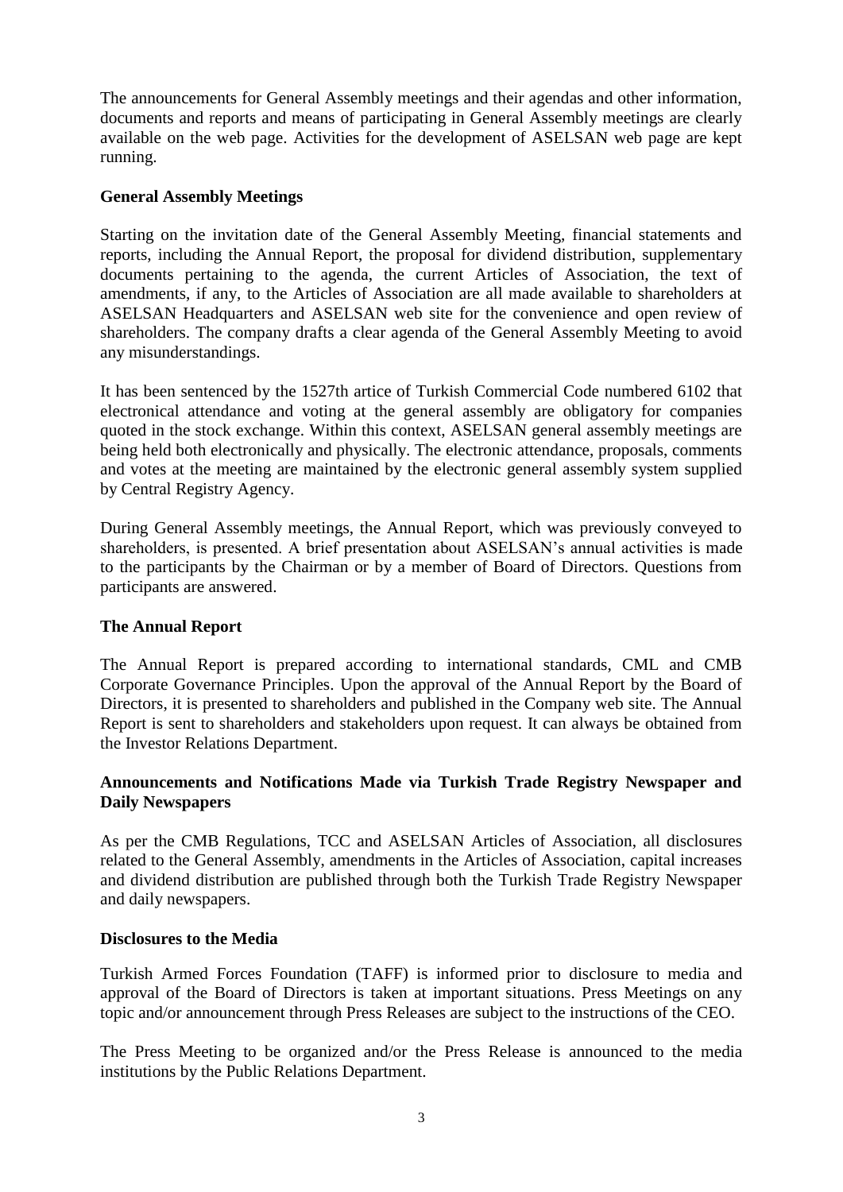The announcements for General Assembly meetings and their agendas and other information, documents and reports and means of participating in General Assembly meetings are clearly available on the web page. Activities for the development of ASELSAN web page are kept running.

**General Assembly Meetings**

Starting on the invitation date of the General Assembly Meeting, financial statements and reports, including the Annual Report, the proposal for dividend distribution, supplementary documents pertaining to the agenda, the current Articles of Association, the text of amendments, if any, to the Articles of Association are all made available to shareholders at ASELSAN Headquarters and ASELSAN web site for the convenience and open review of shareholders. The company drafts a clear agenda of the General Assembly Meeting to avoid any misunderstandings.

It has been sentenced by the 1527th artice of Turkish Commercial Code numbered 6102 that electronical attendance and voting at the general assembly are obligatory for companies quoted in the stock exchange. Within this context, ASELSAN general assembly meetings are being held both electronically and physically. The electronic attendance, proposals, comments and votes at the meeting are maintained by the electronic general assembly system supplied by Central Registry Agency.

During General Assembly meetings, the Annual Report, which was previously conveyed to shareholders, is presented. A brief presentation about ASELSAN's annual activities is made to the participants by the Chairman or by a member of Board of Directors. Questions from participants are answered.

**The Annual Report**

The Annual Report is prepared according to international standards, CML and CMB Corporate Governance Principles. Upon the approval of the Annual Report by the Board of Directors, it is presented to shareholders and published in the Company web site. The Annual Report is sent to shareholders and stakeholders upon request. It can always be obtained from the Investor Relations Department.

**Announcements and Notifications Made via Turkish Trade Registry Newspaper and Daily Newspapers**

As per the CMB Regulations, TCC and ASELSAN Articles of Association, all disclosures related to the General Assembly, amendments in the Articles of Association, capital increases and dividend distribution are published through both the Turkish Trade Registry Newspaper and daily newspapers.

**Disclosures to the Media**

Turkish Armed Forces Foundation (TAFF) is informed prior to disclosure to media and approval of the Board of Directors is taken at important situations. Press Meetings on any topic and/or announcement through Press Releases are subject to the instructions of the CEO.

The Press Meeting to be organized and/or the Press Release is announced to the media institutions by the Public Relations Department.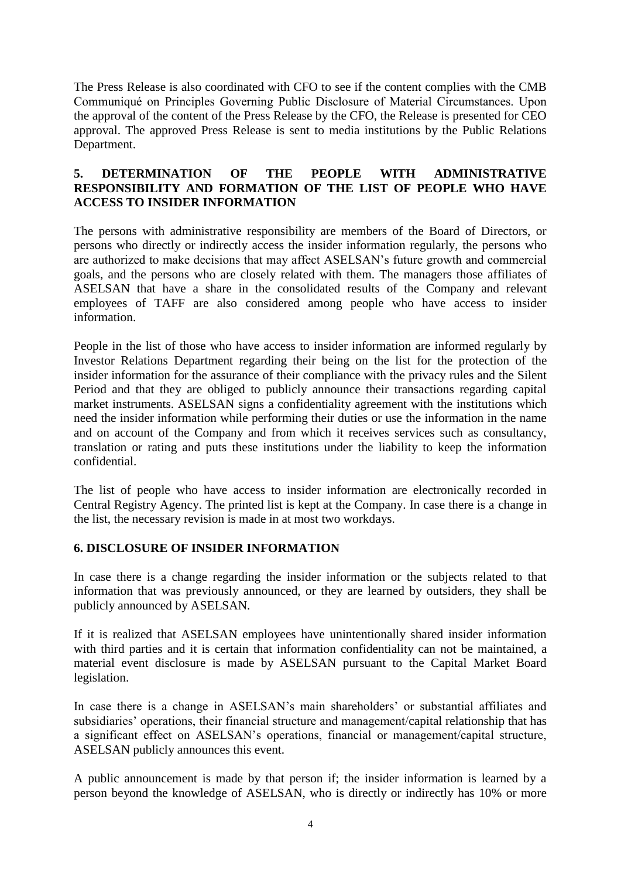The Press Release is also coordinated with CFO to see if the content complies with the CMB Communiqué on Principles Governing Public Disclosure of Material Circumstances. Upon the approval of the content of the Press Release by the CFO, the Release is presented for CEO approval. The approved Press Release is sent to media institutions by the Public Relations Department.

## 5. DETERMINATION OF THE PEOPLE WITH ADMINISTRATIVE RESPONSIBILITY AND FORMATION OF THE LIST OF PEOPLE WHO HAVE ACCESS TO INSIDER INFORMATION

The persons with administrative responsibility are members of the Board of Directors, or persons who directly or indirectly access the insider information regularly, the persons who are authorized to make decisions that may affect ASELSAN's future growth and commercial goals, and the persons who are closely related with them. The managers those affiliates of ASELSAN that have a share in the consolidated results of the Company and relevant employees of TAFF are also considered among people who have access to insider information.

People in the list of those who have access to insider information are informed regularly by Investor Relations Department regarding their being on the list for the protection of the insider information for the assurance of their compliance with the privacy rules and the Silent Period and that they are obliged to publicly announce their transactions regarding capital market instruments. ASELSAN signs a confidentiality agreement with the institutions which need the insider information while performing their duties or use the information in the name and on account of the Company and from which it receives services such as consultancy, translation or rating and puts these institutions under the liability to keep the information confidential.

The list of people who have access to insider information are electronically recorded in Central Registry Agency. The printed list is kept at the Company. In case there is a change in the list, the necessary revision is made in at most two workdays.

## 6. DISCLOSURE OF INSIDER INFORMATION

In case there is a change regarding the insider information or the subjects related to that information that was previously announced, or they are learned by outsiders, they shall be publicly announced by ASELSAN.

If it is realized that ASELSAN employees have unintentionally shared insider information with third parties and it is certain that information confidentiality can not be maintained, a material event disclosure is made by ASELSAN pursuant to the Capital Market Board legislation.

In case there is a change in ASELSAN's main shareholders' or substantial affiliates and subsidiaries' operations, their financial structure and management/capital relationship that has a significant effect on ASELSAN's operations, financial or management/capital structure, ASELSAN publicly announces this event.

A public announcement is made by that person if; the insider information is learned by a person beyond the knowledge of ASELSAN, who is directly or indirectly has 10% or more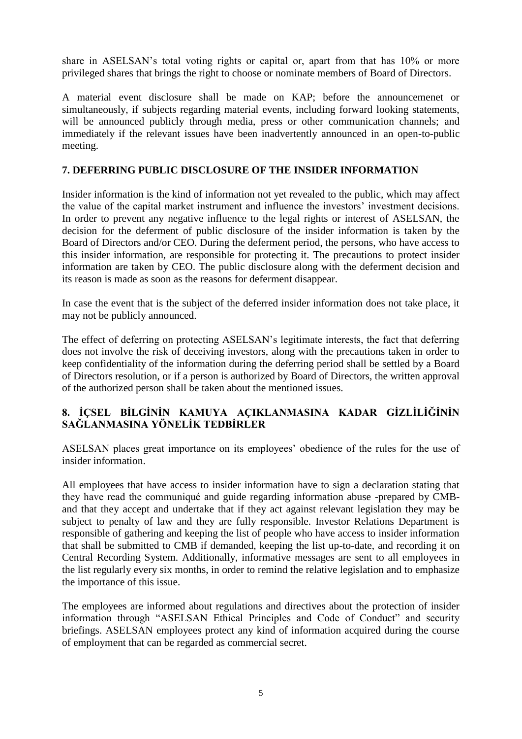share in ASELSAN's total voting rights or capital or, apart from that has 10% or more privileged shares that brings the right to choose or nominate members of Board of Directors.

A material event disclosure shall be made on KAP; before the announcemenet or simultaneously, if subjects regarding material events, including forward looking statements, will be announced publicly through media, press or other communication channels; and immediately if the relevant issues have been inadvertently announced in an open-to-public meeting.

## 7. DEFERRING PUBLIC DISCLOSURE OF THE INSIDER INFORMATION

Insider information is the kind of information not yet revealed to the public, which may affect the value of the capital market instrument and influence the investors' investment decisions. In order to prevent any negative influence to the legal rights or interest of ASELSAN, the decision for the deferment of public disclosure of the insider information is taken by the Board of Directors and/or CEO. During the deferment period, the persons, who have access to this insider information, are responsible for protecting it. The precautions to protect insider information are taken by CEO. The public disclosure along with the deferment decision and its reason is made as soon as the reasons for deferment disappear.

In case the event that is the subject of the deferred insider information does not take place, it may not be publicly announced.

The effect of deferring on protecting ASELSAN's legitimate interests, the fact that deferring does not involve the risk of deceiving investors, along with the precautions taken in order to keep confidentiality of the information during the deferring period shall be settled by a Board of Directors resolution, or if a person is authorized by Board of Directors, the written approval of the authorized person shall be taken about the mentioned issues.

## 8. İÇSEL BİLGİNİN KAMUYA AÇIKLANMASINA KADAR GİZLİLİĞİNİN SAĞLANMASINA YÖNELİK TEDBİRLER

ASELSAN places great importance on its employees' obedience of the rules for the use of insider information.

All employees that have access to insider information have to sign a declaration stating that they have read the communiqué and guide regarding information abuse -prepared by CMB- and that they accept and undertake that if they act against relevant legislation they may be subject to penalty of law and they are fully responsible. Investor Relations Department is responsible of gathering and keeping the list of people who have access to insider information that shall be submitted to CMB if demanded, keeping the list up-to-date, and recording it on Central Recording System. Additionally, informative messages are sent to all employees in the list regularly every six months, in order to remind the relative legislation and to emphasize the importance of this issue.

The employees are informed about regulations and directives about the protection of insider information through "ASELSAN Ethical Principles and Code of Conduct" and security briefings. ASELSAN employees protect any kind of information acquired during the course of employment that can be regarded as commercial secret.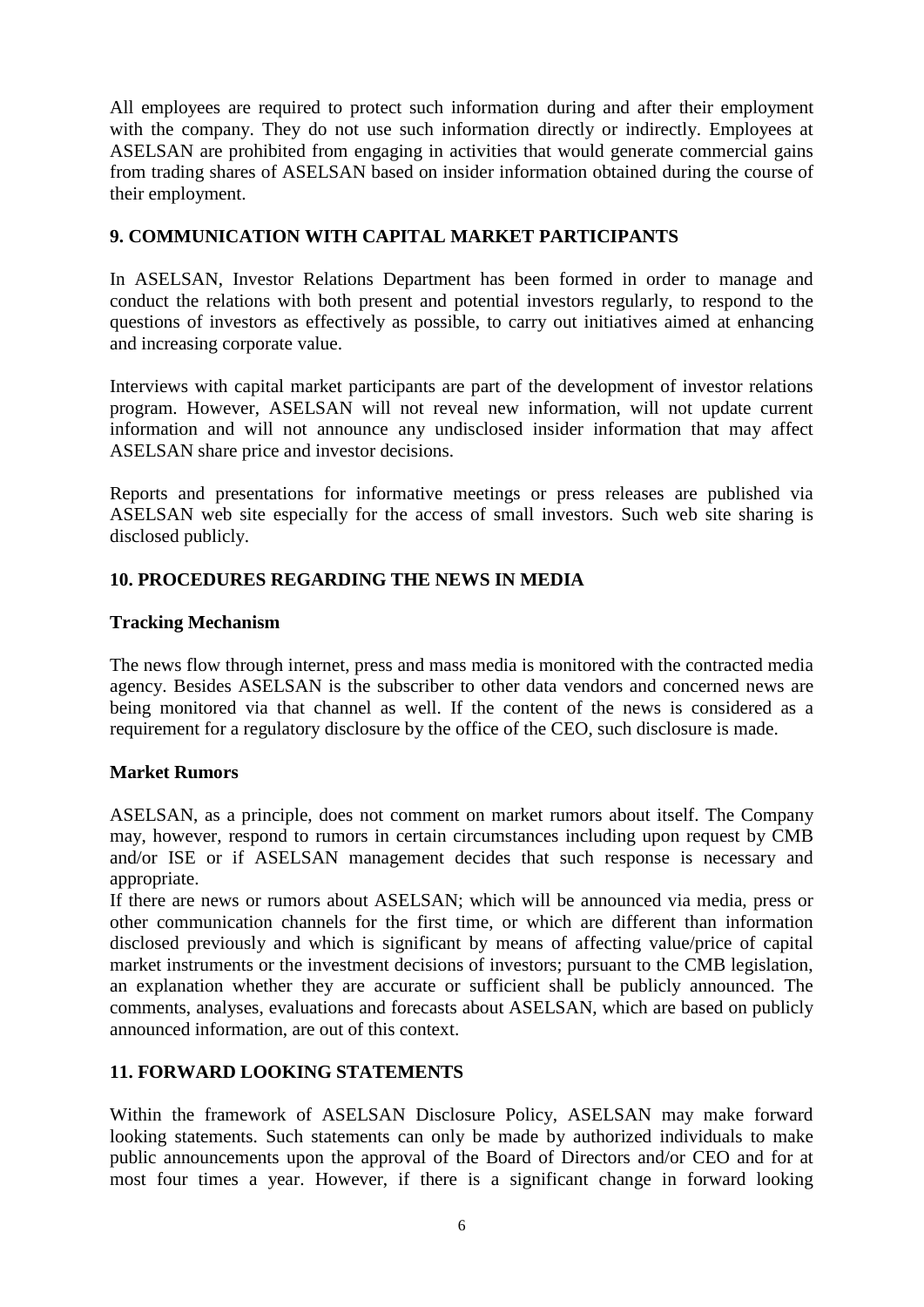All employees are required to protect such information during and after their employment with the company. They do not use such information directly or indirectly. Employees at ASELSAN are prohibited from engaging in activities that would generate commercial gains from trading shares of ASELSAN based on insider information obtained during the course of their employment.

## 9. COMMUNICATION WITH CAPITAL MARKET PARTICIPANTS

In ASELSAN, Investor Relations Department has been formed in order to manage and conduct the relations with both present and potential investors regularly, to respond to the questions of investors as effectively as possible, to carry out initiatives aimed at enhancing and increasing corporate value.

Interviews with capital market participants are part of the development of investor relations program. However, ASELSAN will not reveal new information, will not update current information and will not announce any undisclosed insider information that may affect ASELSAN share price and investor decisions.

Reports and presentations for informative meetings or press releases are published via ASELSAN web site especially for the access of small investors. Such web site sharing is disclosed publicly.

## 10. PROCEDURES REGARDING THE NEWS IN MEDIA

### Tracking Mechanism

The news flow through internet, press and mass media is monitored with the contracted media agency. Besides ASELSAN is the subscriber to other data vendors and concerned news are being monitored via that channel as well. If the content of the news is considered as a requirement for a regulatory disclosure by the office of the CEO, such disclosure is made.

### Market Rumors

ASELSAN, as a principle, does not comment on market rumors about itself. The Company may, however, respond to rumors in certain circumstances including upon request by CMB and/or ISE or if ASELSAN management decides that such response is necessary and appropriate.

If there are news or rumors about ASELSAN; which will be announced via media, press or other communication channels for the first time, or which are different than information disclosed previously and which is significant by means of affecting value/price of capital market instruments or the investment decisions of investors; pursuant to the CMB legislation, an explanation whether they are accurate or sufficient shall be publicly announced. The comments, analyses, evaluations and forecasts about ASELSAN, which are based on publicly announced information, are out of this context.

## 11. FORWARD LOOKING STATEMENTS

Within the framework of ASELSAN Disclosure Policy, ASELSAN may make forward looking statements. Such statements can only be made by authorized individuals to make public announcements upon the approval of the Board of Directors and/or CEO and for at most four times a year. However, if there is a significant change in forward looking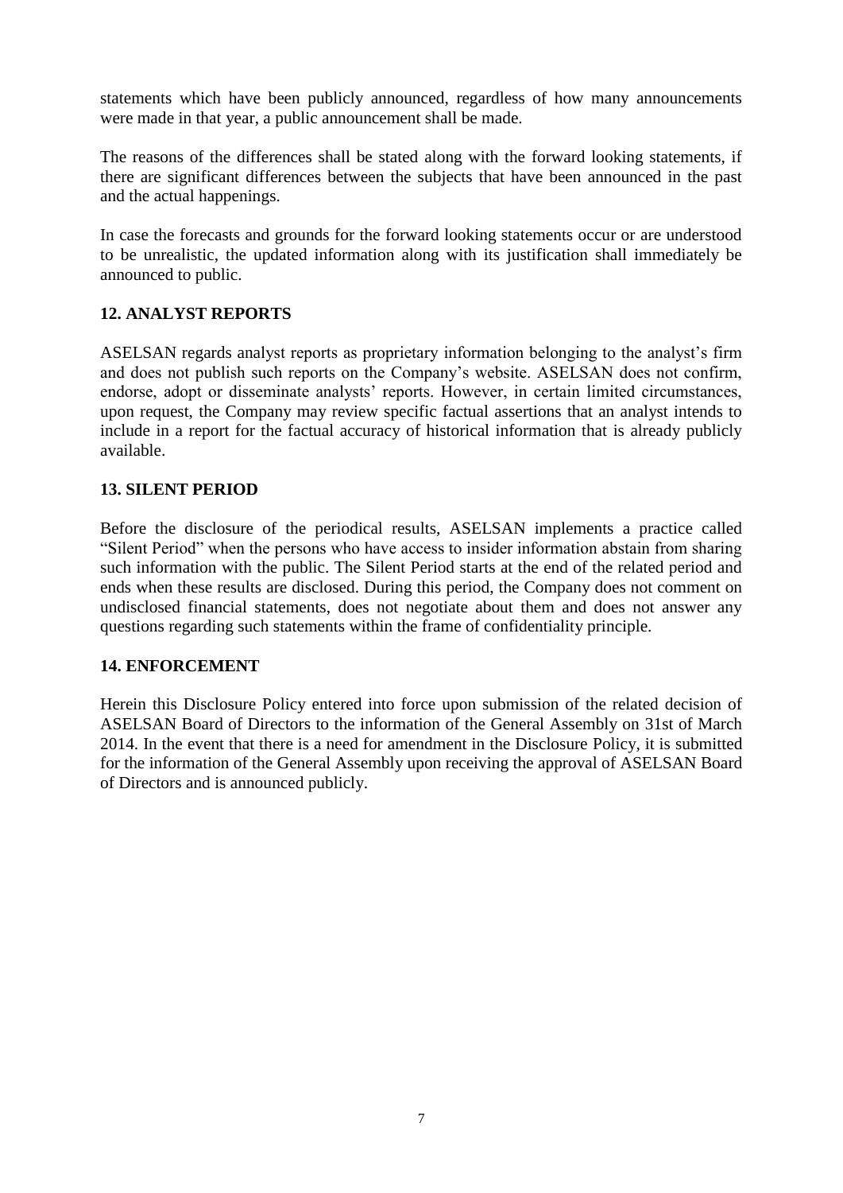statements which have been publicly announced, regardless of how many announcements were made in that year, a public announcement shall be made.

The reasons of the differences shall be stated along with the forward looking statements, if there are significant differences between the subjects that have been announced in the past and the actual happenings.

In case the forecasts and grounds for the forward looking statements occur or are understood to be unrealistic, the updated information along with its justification shall immediately be announced to public.

## 12. ANALYST REPORTS

ASELSAN regards analyst reports as proprietary information belonging to the analyst's firm and does not publish such reports on the Company's website. ASELSAN does not confirm, endorse, adopt or disseminate analysts' reports. However, in certain limited circumstances, upon request, the Company may review specific factual assertions that an analyst intends to include in a report for the factual accuracy of historical information that is already publicly available.

## 13. SILENT PERIOD

Before the disclosure of the periodical results, ASELSAN implements a practice called "Silent Period" when the persons who have access to insider information abstain from sharing such information with the public. The Silent Period starts at the end of the related period and ends when these results are disclosed. During this period, the Company does not comment on undisclosed financial statements, does not negotiate about them and does not answer any questions regarding such statements within the frame of confidentiality principle.

## 14. ENFORCEMENT

Herein this Disclosure Policy entered into force upon submission of the related decision of ASELSAN Board of Directors to the information of the General Assembly on 31st of March 2014. In the event that there is a need for amendment in the Disclosure Policy, it is submitted for the information of the General Assembly upon receiving the approval of ASELSAN Board of Directors and is announced publicly.